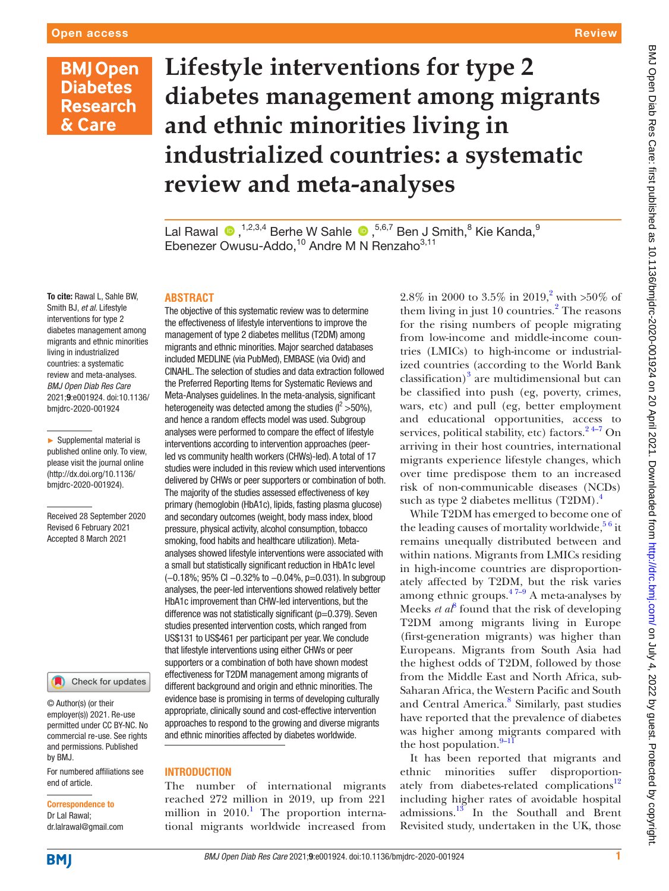# Lifestyle interventions for type 2 diabetes management among migrants and ethnic minorities living in industrialized countries: a systematic review and meta-analyses

Lal Rawal,[1,2,3,4] Berhe W Sahle,[5,6,7] Ben J Smith,[8] Kie Kanda,[9] Ebenezer Owusu-Addo,[10] Andre M N Renzaho[3,11]

**To cite:** Rawal L, Sahle BW, Smith BJ, *et al*. Lifestyle interventions for type 2 diabetes management among migrants and ethnic minorities living in industrialized countries: a systematic review and meta-analyses. *BMJ Open Diab Res Care* 2021;**9**:e001924. doi:10.1136/bmjdrc-2020-001924

► Supplemental material is published online only. To view, please visit the journal online (http://dx.doi.org/10.1136/bmjdrc-2020-001924).

Received 28 September 2020
Revised 6 February 2021
Accepted 8 March 2021

© Author(s) (or their employer(s)) 2021. Re-use permitted under CC BY-NC. No commercial re-use. See rights and permissions. Published by BMJ.

For numbered affiliations see end of article.

**Correspondence to**
Dr Lal Rawal;
dr.lalrawal@gmail.com

## ABSTRACT

The objective of this systematic review was to determine the effectiveness of lifestyle interventions to improve the management of type 2 diabetes mellitus (T2DM) among migrants and ethnic minorities. Major searched databases included MEDLINE (via PubMed), EMBASE (via Ovid) and CINAHL. The selection of studies and data extraction followed the Preferred Reporting Items for Systematic Reviews and Meta-Analyses guidelines. In the meta-analysis, significant heterogeneity was detected among the studies ($I^2$ >50%), and hence a random effects model was used. Subgroup analyses were performed to compare the effect of lifestyle interventions according to intervention approaches (peer-led vs community health workers (CHWs)-led). A total of 17 studies were included in this review which used interventions delivered by CHWs or peer supporters or combination of both. The majority of the studies assessed effectiveness of key primary (hemoglobin (HbA1c), lipids, fasting plasma glucose) and secondary outcomes (weight, body mass index, blood pressure, physical activity, alcohol consumption, tobacco smoking, food habits and healthcare utilization). Meta-analyses showed lifestyle interventions were associated with a small but statistically significant reduction in HbA1c level (–0.18%; 95% CI –0.32% to –0.04%, p=0.031). In subgroup analyses, the peer-led interventions showed relatively better HbA1c improvement than CHW-led interventions, but the difference was not statistically significant (p=0.379). Seven studies presented intervention costs, which ranged from US$131 to US$461 per participant per year. We conclude that lifestyle interventions using either CHWs or peer supporters or a combination of both have shown modest effectiveness for T2DM management among migrants of different background and origin and ethnic minorities. The evidence base is promising in terms of developing culturally appropriate, clinically sound and cost-effective intervention approaches to respond to the growing and diverse migrants and ethnic minorities affected by diabetes worldwide.

## INTRODUCTION

The number of international migrants reached 272 million in 2019, up from 221 million in 2010.[1] The proportion international migrants worldwide increased from 2.8% in 2000 to 3.5% in 2019,[2] with >50% of them living in just 10 countries.[2] The reasons for the rising numbers of people migrating from low-income and middle-income countries (LMICs) to high-income or industrialized countries (according to the World Bank classification)[3] are multidimensional but can be classified into push (eg, poverty, crimes, wars, etc) and pull (eg, better employment and educational opportunities, access to services, political stability, etc) factors.[2,4–7] On arriving in their host countries, international migrants experience lifestyle changes, which over time predispose them to an increased risk of non-communicable diseases (NCDs) such as type 2 diabetes mellitus (T2DM).[4]

While T2DM has emerged to become one of the leading causes of mortality worldwide,[5,6] it remains unequally distributed between and within nations. Migrants from LMICs residing in high-income countries are disproportionately affected by T2DM, but the risk varies among ethnic groups.[4,7–9] A meta-analyses by Meeks *et al*[8] found that the risk of developing T2DM among migrants living in Europe (first-generation migrants) was higher than Europeans. Migrants from South Asia had the highest odds of T2DM, followed by those from the Middle East and North Africa, sub-Saharan Africa, the Western Pacific and South and Central America.[8] Similarly, past studies have reported that the prevalence of diabetes was higher among migrants compared with the host population.[9–11]

It has been reported that migrants and ethnic minorities suffer disproportionately from diabetes-related complications[12] including higher rates of avoidable hospital admissions.[13] In the Southall and Brent Revisited study, undertaken in the UK, those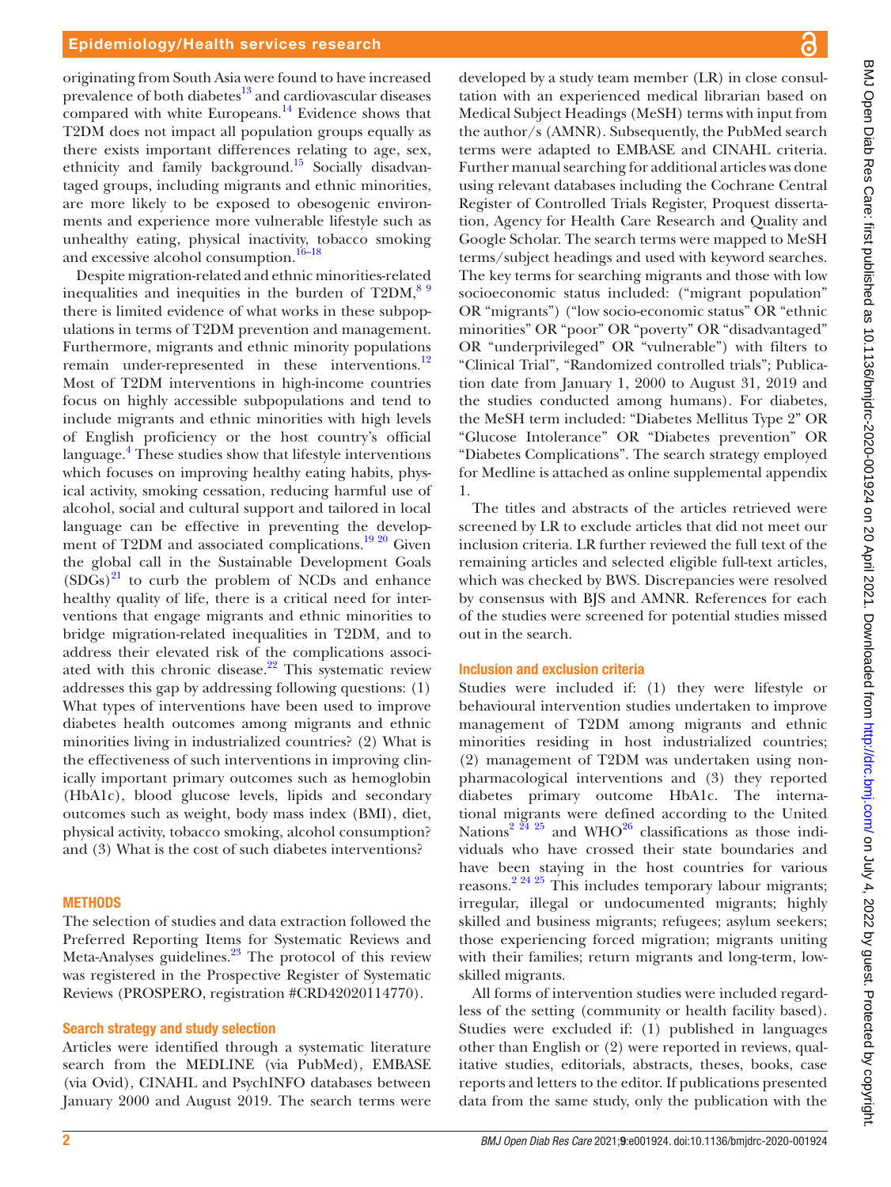originating from South Asia were found to have increased prevalence of both diabetes[13] and cardiovascular diseases compared with white Europeans.[14] Evidence shows that T2DM does not impact all population groups equally as there exists important differences relating to age, sex, ethnicity and family background.[15] Socially disadvantaged groups, including migrants and ethnic minorities, are more likely to be exposed to obesogenic environments and experience more vulnerable lifestyle such as unhealthy eating, physical inactivity, tobacco smoking and excessive alcohol consumption.[16–18]

Despite migration-related and ethnic minorities-related inequalities and inequities in the burden of T2DM,[8 9] there is limited evidence of what works in these subpopulations in terms of T2DM prevention and management. Furthermore, migrants and ethnic minority populations remain under-represented in these interventions.[12] Most of T2DM interventions in high-income countries focus on highly accessible subpopulations and tend to include migrants and ethnic minorities with high levels of English proficiency or the host country's official language.[4] These studies show that lifestyle interventions which focuses on improving healthy eating habits, physical activity, smoking cessation, reducing harmful use of alcohol, social and cultural support and tailored in local language can be effective in preventing the development of T2DM and associated complications.[19 20] Given the global call in the Sustainable Development Goals (SDGs)[21] to curb the problem of NCDs and enhance healthy quality of life, there is a critical need for interventions that engage migrants and ethnic minorities to bridge migration-related inequalities in T2DM, and to address their elevated risk of the complications associated with this chronic disease.[22] This systematic review addresses this gap by addressing following questions: (1) What types of interventions have been used to improve diabetes health outcomes among migrants and ethnic minorities living in industrialized countries? (2) What is the effectiveness of such interventions in improving clinically important primary outcomes such as hemoglobin (HbA1c), blood glucose levels, lipids and secondary outcomes such as weight, body mass index (BMI), diet, physical activity, tobacco smoking, alcohol consumption? and (3) What is the cost of such diabetes interventions?

## METHODS

The selection of studies and data extraction followed the Preferred Reporting Items for Systematic Reviews and Meta-Analyses guidelines.[23] The protocol of this review was registered in the Prospective Register of Systematic Reviews (PROSPERO, registration #CRD42020114770).

### Search strategy and study selection

Articles were identified through a systematic literature search from the MEDLINE (via PubMed), EMBASE (via Ovid), CINAHL and PsychINFO databases between January 2000 and August 2019. The search terms were developed by a study team member (LR) in close consultation with an experienced medical librarian based on Medical Subject Headings (MeSH) terms with input from the author/s (AMNR). Subsequently, the PubMed search terms were adapted to EMBASE and CINAHL criteria. Further manual searching for additional articles was done using relevant databases including the Cochrane Central Register of Controlled Trials Register, Proquest dissertation, Agency for Health Care Research and Quality and Google Scholar. The search terms were mapped to MeSH terms/subject headings and used with keyword searches. The key terms for searching migrants and those with low socioeconomic status included: ("migrant population" OR "migrants") ("low socio-economic status" OR "ethnic minorities" OR "poor" OR "poverty" OR "disadvantaged" OR "underprivileged" OR "vulnerable") with filters to "Clinical Trial", "Randomized controlled trials"; Publication date from January 1, 2000 to August 31, 2019 and the studies conducted among humans). For diabetes, the MeSH term included: "Diabetes Mellitus Type 2" OR "Glucose Intolerance" OR "Diabetes prevention" OR "Diabetes Complications". The search strategy employed for Medline is attached as online supplemental appendix 1.

The titles and abstracts of the articles retrieved were screened by LR to exclude articles that did not meet our inclusion criteria. LR further reviewed the full text of the remaining articles and selected eligible full-text articles, which was checked by BWS. Discrepancies were resolved by consensus with BJS and AMNR. References for each of the studies were screened for potential studies missed out in the search.

### Inclusion and exclusion criteria

Studies were included if: (1) they were lifestyle or behavioural intervention studies undertaken to improve management of T2DM among migrants and ethnic minorities residing in host industrialized countries; (2) management of T2DM was undertaken using non-pharmacological interventions and (3) they reported diabetes primary outcome HbA1c. The international migrants were defined according to the United Nations[2 24 25] and WHO[26] classifications as those individuals who have crossed their state boundaries and have been staying in the host countries for various reasons.[2 24 25] This includes temporary labour migrants; irregular, illegal or undocumented migrants; highly skilled and business migrants; refugees; asylum seekers; those experiencing forced migration; migrants uniting with their families; return migrants and long-term, low-skilled migrants.

All forms of intervention studies were included regardless of the setting (community or health facility based). Studies were excluded if: (1) published in languages other than English or (2) were reported in reviews, qualitative studies, editorials, abstracts, theses, books, case reports and letters to the editor. If publications presented data from the same study, only the publication with the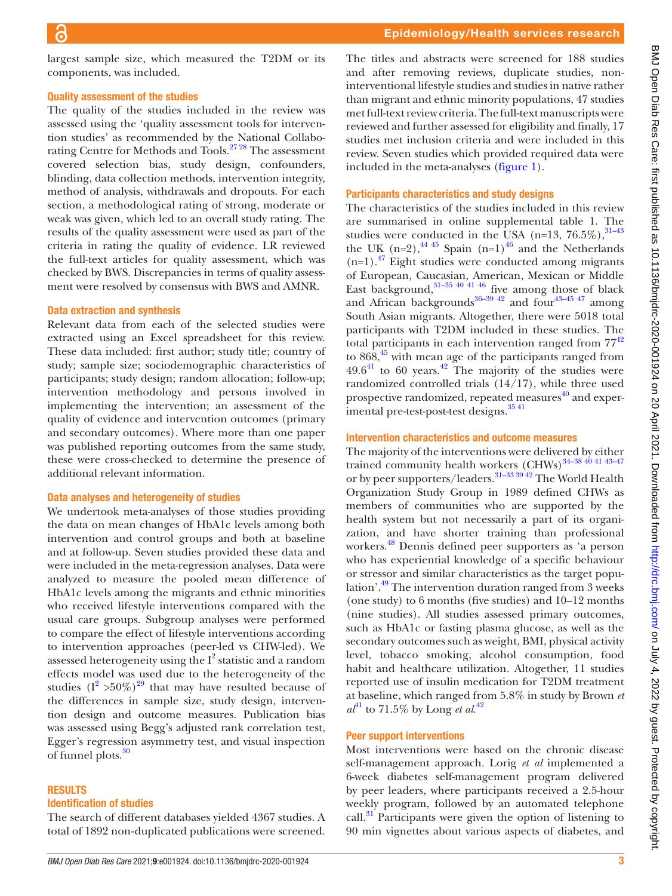largest sample size, which measured the T2DM or its components, was included.

### Quality assessment of the studies

The quality of the studies included in the review was assessed using the 'quality assessment tools for intervention studies' as recommended by the National Collaborating Centre for Methods and Tools.[27,28] The assessment covered selection bias, study design, confounders, blinding, data collection methods, intervention integrity, method of analysis, withdrawals and dropouts. For each section, a methodological rating of strong, moderate or weak was given, which led to an overall study rating. The results of the quality assessment were used as part of the criteria in rating the quality of evidence. LR reviewed the full-text articles for quality assessment, which was checked by BWS. Discrepancies in terms of quality assessment were resolved by consensus with BWS and AMNR.

### Data extraction and synthesis

Relevant data from each of the selected studies were extracted using an Excel spreadsheet for this review. These data included: first author; study title; country of study; sample size; sociodemographic characteristics of participants; study design; random allocation; follow-up; intervention methodology and persons involved in implementing the intervention; an assessment of the quality of evidence and intervention outcomes (primary and secondary outcomes). Where more than one paper was published reporting outcomes from the same study, these were cross-checked to determine the presence of additional relevant information.

### Data analyses and heterogeneity of studies

We undertook meta-analyses of those studies providing the data on mean changes of HbA1c levels among both intervention and control groups and both at baseline and at follow-up. Seven studies provided these data and were included in the meta-regression analyses. Data were analyzed to measure the pooled mean difference of HbA1c levels among the migrants and ethnic minorities who received lifestyle interventions compared with the usual care groups. Subgroup analyses were performed to compare the effect of lifestyle interventions according to intervention approaches (peer-led vs CHW-led). We assessed heterogeneity using the $I^2$ statistic and a random effects model was used due to the heterogeneity of the studies ($I^2 > 50\%$)[29] that may have resulted because of the differences in sample size, study design, intervention design and outcome measures. Publication bias was assessed using Begg's adjusted rank correlation test, Egger's regression asymmetry test, and visual inspection of funnel plots.[30]

## RESULTS

### Identification of studies

The search of different databases yielded 4367 studies. A total of 1892 non-duplicated publications were screened. The titles and abstracts were screened for 188 studies and after removing reviews, duplicate studies, non-interventional lifestyle studies and studies in native rather than migrant and ethnic minority populations, 47 studies met full-text review criteria. The full-text manuscripts were reviewed and further assessed for eligibility and finally, 17 studies met inclusion criteria and were included in this review. Seven studies which provided required data were included in the meta-analyses (figure 1).

### Participants characteristics and study designs

The characteristics of the studies included in this review are summarised in online supplemental table 1. The studies were conducted in the USA (n=13, 76.5%),[31–43] the UK (n=2),[44,45] Spain (n=1)[46] and the Netherlands (n=1).[47] Eight studies were conducted among migrants of European, Caucasian, American, Mexican or Middle East background,[31–35,40,41,46] five among those of black and African backgrounds[36–39,42] and four[43–45,47] among South Asian migrants. Altogether, there were 5018 total participants with T2DM included in these studies. The total participants in each intervention ranged from 77[42] to 868,[45] with mean age of the participants ranged from 49.6[41] to 60 years.[42] The majority of the studies were randomized controlled trials (14/17), while three used prospective randomized, repeated measures[40] and experimental pre-test-post-test designs.[35,41]

### Intervention characteristics and outcome measures

The majority of the interventions were delivered by either trained community health workers (CHWs)[34–38,40,41,43–47] or by peer supporters/leaders.[31–33,39,42] The World Health Organization Study Group in 1989 defined CHWs as members of communities who are supported by the health system but not necessarily a part of its organization, and have shorter training than professional workers.[48] Dennis defined peer supporters as 'a person who has experiential knowledge of a specific behaviour or stressor and similar characteristics as the target population'.[49] The intervention duration ranged from 3 weeks (one study) to 6 months (five studies) and 10–12 months (nine studies). All studies assessed primary outcomes, such as HbA1c or fasting plasma glucose, as well as the secondary outcomes such as weight, BMI, physical activity level, tobacco smoking, alcohol consumption, food habit and healthcare utilization. Altogether, 11 studies reported use of insulin medication for T2DM treatment at baseline, which ranged from 5.8% in study by Brown *et al*[41] to 71.5% by Long *et al*.[42]

### Peer support interventions

Most interventions were based on the chronic disease self-management approach. Lorig *et al* implemented a 6-week diabetes self-management program delivered by peer leaders, where participants received a 2.5-hour weekly program, followed by an automated telephone call.[31] Participants were given the option of listening to 90 min vignettes about various aspects of diabetes, and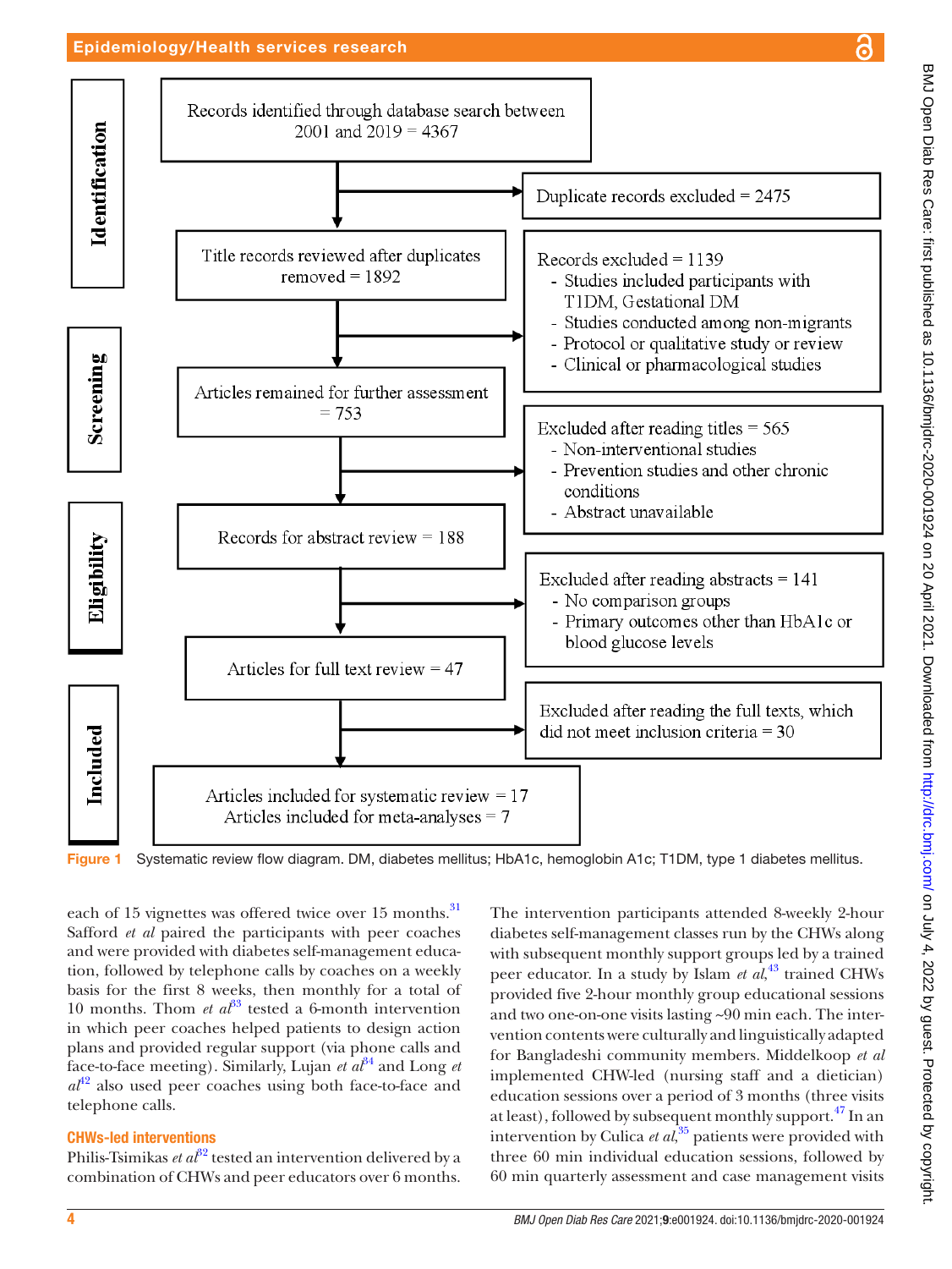Records identified through database search between 2001 and 2019 = 4367

Duplicate records excluded = 2475

Title records reviewed after duplicates removed = 1892

Records excluded = 1139
- Studies included participants with T1DM, Gestational DM
- Studies conducted among non-migrants
- Protocol or qualitative study or review
- Clinical or pharmacological studies

Articles remained for further assessment = 753

Excluded after reading titles = 565
- Non-interventional studies
- Prevention studies and other chronic conditions
- Abstract unavailable

Records for abstract review = 188

Excluded after reading abstracts = 141
- No comparison groups
- Primary outcomes other than HbA1c or blood glucose levels

Articles for full text review = 47

Excluded after reading the full texts, which did not meet inclusion criteria = 30

Articles included for systematic review = 17
Articles included for meta-analyses = 7

**Figure 1** Systematic review flow diagram. DM, diabetes mellitus; HbA1c, hemoglobin A1c; T1DM, type 1 diabetes mellitus.

each of 15 vignettes was offered twice over 15 months.[31] Safford *et al* paired the participants with peer coaches and were provided with diabetes self-management education, followed by telephone calls by coaches on a weekly basis for the first 8 weeks, then monthly for a total of 10 months. Thom *et al*[33] tested a 6-month intervention in which peer coaches helped patients to design action plans and provided regular support (via phone calls and face-to-face meeting). Similarly, Lujan *et al*[34] and Long *et al*[42] also used peer coaches using both face-to-face and telephone calls.

### CHWs-led interventions

Philis-Tsimikas *et al*[32] tested an intervention delivered by a combination of CHWs and peer educators over 6 months. The intervention participants attended 8-weekly 2-hour diabetes self-management classes run by the CHWs along with subsequent monthly support groups led by a trained peer educator. In a study by Islam *et al*,[43] trained CHWs provided five 2-hour monthly group educational sessions and two one-on-one visits lasting ~90 min each. The intervention contents were culturally and linguistically adapted for Bangladeshi community members. Middelkoop *et al* implemented CHW-led (nursing staff and a dietician) education sessions over a period of 3 months (three visits at least), followed by subsequent monthly support.[47] In an intervention by Culica *et al*,[35] patients were provided with three 60 min individual education sessions, followed by 60 min quarterly assessment and case management visits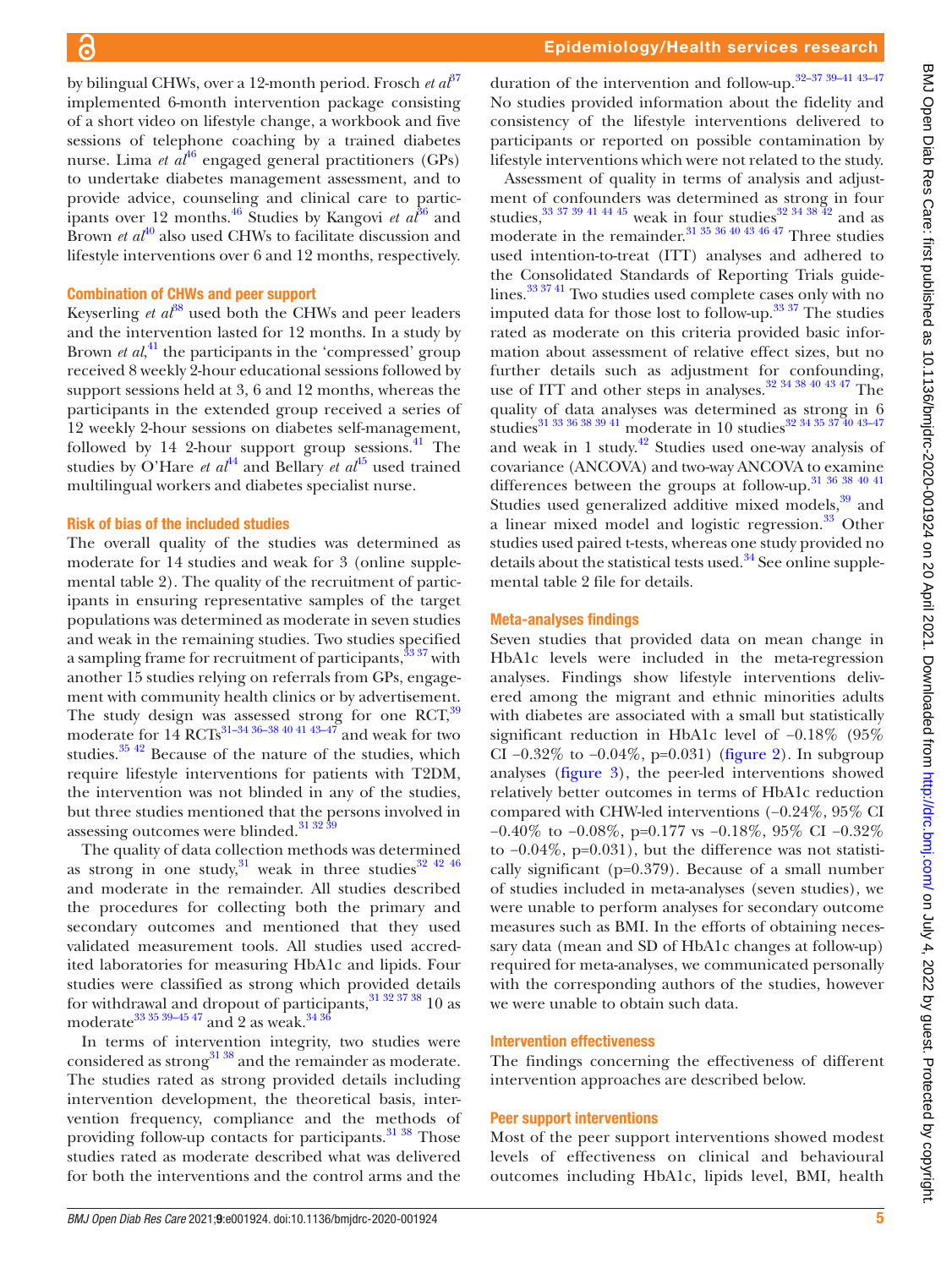by bilingual CHWs, over a 12-month period. Frosch *et al*[37] implemented 6-month intervention package consisting of a short video on lifestyle change, a workbook and five sessions of telephone coaching by a trained diabetes nurse. Lima *et al*[46] engaged general practitioners (GPs) to undertake diabetes management assessment, and to provide advice, counseling and clinical care to participants over 12 months.[46] Studies by Kangovi *et al*[36] and Brown *et al*[40] also used CHWs to facilitate discussion and lifestyle interventions over 6 and 12 months, respectively.

### Combination of CHWs and peer support

Keyserling *et al*[38] used both the CHWs and peer leaders and the intervention lasted for 12 months. In a study by Brown *et al*,[41] the participants in the 'compressed' group received 8 weekly 2-hour educational sessions followed by support sessions held at 3, 6 and 12 months, whereas the participants in the extended group received a series of 12 weekly 2-hour sessions on diabetes self-management, followed by 14 2-hour support group sessions.[41] The studies by O'Hare *et al*[44] and Bellary *et al*[45] used trained multilingual workers and diabetes specialist nurse.

### Risk of bias of the included studies

The overall quality of the studies was determined as moderate for 14 studies and weak for 3 (online supplemental table 2). The quality of the recruitment of participants in ensuring representative samples of the target populations was determined as moderate in seven studies and weak in the remaining studies. Two studies specified a sampling frame for recruitment of participants,[33,37] with another 15 studies relying on referrals from GPs, engagement with community health clinics or by advertisement. The study design was assessed strong for one RCT,[39] moderate for 14 RCTs[31–34,36–38,40,41,43–47] and weak for two studies.[35,42] Because of the nature of the studies, which require lifestyle interventions for patients with T2DM, the intervention was not blinded in any of the studies, but three studies mentioned that the persons involved in assessing outcomes were blinded.[31,32,39]

The quality of data collection methods was determined as strong in one study,[31] weak in three studies[32,42,46] and moderate in the remainder. All studies described the procedures for collecting both the primary and secondary outcomes and mentioned that they used validated measurement tools. All studies used accredited laboratories for measuring HbA1c and lipids. Four studies were classified as strong which provided details for withdrawal and dropout of participants,[31,32,37,38] 10 as moderate[33,35,39–45,47] and 2 as weak.[34,36]

In terms of intervention integrity, two studies were considered as strong[31,38] and the remainder as moderate. The studies rated as strong provided details including intervention development, the theoretical basis, intervention frequency, compliance and the methods of providing follow-up contacts for participants.[31,38] Those studies rated as moderate described what was delivered for both the interventions and the control arms and the duration of the intervention and follow-up.[32–37,39–41,43–47] No studies provided information about the fidelity and consistency of the lifestyle interventions delivered to participants or reported on possible contamination by lifestyle interventions which were not related to the study.

Assessment of quality in terms of analysis and adjustment of confounders was determined as strong in four studies,[33,37,39,41,44,45] weak in four studies[32,34,38,42] and as moderate in the remainder.[31,35,36,40,43,46,47] Three studies used intention-to-treat (ITT) analyses and adhered to the Consolidated Standards of Reporting Trials guidelines.[33,37,41] Two studies used complete cases only with no imputed data for those lost to follow-up.[33,37] The studies rated as moderate on this criteria provided basic information about assessment of relative effect sizes, but no further details such as adjustment for confounding, use of ITT and other steps in analyses.[32,34,38,40,43,47] The quality of data analyses was determined as strong in 6 studies[31,33,36,38,39,41] moderate in 10 studies[32,34,35,37,40,43–47] and weak in 1 study.[42] Studies used one-way analysis of covariance (ANCOVA) and two-way ANCOVA to examine differences between the groups at follow-up.[31,36,38,40,41] Studies used generalized additive mixed models,[39] and a linear mixed model and logistic regression.[33] Other studies used paired t-tests, whereas one study provided no details about the statistical tests used.[34] See online supplemental table 2 file for details.

### Meta-analyses findings

Seven studies that provided data on mean change in HbA1c levels were included in the meta-regression analyses. Findings show lifestyle interventions delivered among the migrant and ethnic minorities adults with diabetes are associated with a small but statistically significant reduction in HbA1c level of −0.18% (95% CI −0.32% to −0.04%, p=0.031) (figure 2). In subgroup analyses (figure 3), the peer-led interventions showed relatively better outcomes in terms of HbA1c reduction compared with CHW-led interventions (−0.24%, 95% CI −0.40% to −0.08%, p=0.177 vs −0.18%, 95% CI −0.32% to −0.04%, p=0.031), but the difference was not statistically significant (p=0.379). Because of a small number of studies included in meta-analyses (seven studies), we were unable to perform analyses for secondary outcome measures such as BMI. In the efforts of obtaining necessary data (mean and SD of HbA1c changes at follow-up) required for meta-analyses, we communicated personally with the corresponding authors of the studies, however we were unable to obtain such data.

### Intervention effectiveness

The findings concerning the effectiveness of different intervention approaches are described below.

### Peer support interventions

Most of the peer support interventions showed modest levels of effectiveness on clinical and behavioural outcomes including HbA1c, lipids level, BMI, health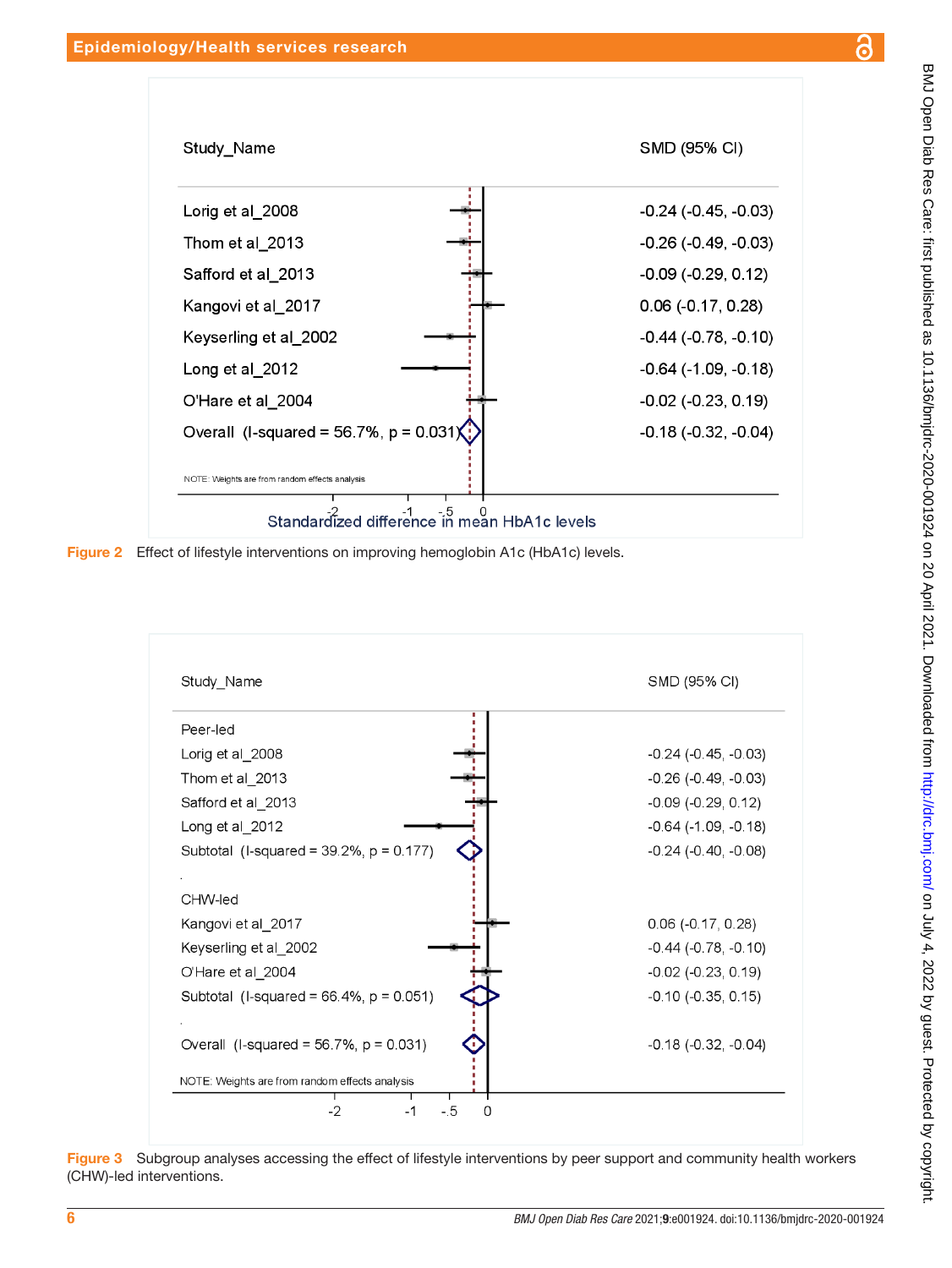| Study_Name | SMD (95% CI) |
|---|---|
| Lorig et al_2008 | -0.24 (-0.45, -0.03) |
| Thom et al_2013 | -0.26 (-0.49, -0.03) |
| Safford et al_2013 | -0.09 (-0.29, 0.12) |
| Kangovi et al_2017 | 0.06 (-0.17, 0.28) |
| Keyserling et al_2002 | -0.44 (-0.78, -0.10) |
| Long et al_2012 | -0.64 (-1.09, -0.18) |
| O'Hare et al_2004 | -0.02 (-0.23, 0.19) |
| Overall (I-squared = 56.7%, p = 0.031) | -0.18 (-0.32, -0.04) |

NOTE: Weights are from random effects analysis

Standardized difference in mean HbA1c levels

**Figure 2** Effect of lifestyle interventions on improving hemoglobin A1c (HbA1c) levels.

| Study_Name | SMD (95% CI) |
|---|---|
| Peer-led | |
| Lorig et al_2008 | -0.24 (-0.45, -0.03) |
| Thom et al_2013 | -0.26 (-0.49, -0.03) |
| Safford et al_2013 | -0.09 (-0.29, 0.12) |
| Long et al_2012 | -0.64 (-1.09, -0.18) |
| Subtotal (I-squared = 39.2%, p = 0.177) | -0.24 (-0.40, -0.08) |
| CHW-led | |
| Kangovi et al_2017 | 0.06 (-0.17, 0.28) |
| Keyserling et al_2002 | -0.44 (-0.78, -0.10) |
| O'Hare et al_2004 | -0.02 (-0.23, 0.19) |
| Subtotal (I-squared = 66.4%, p = 0.051) | -0.10 (-0.35, 0.15) |
| Overall (I-squared = 56.7%, p = 0.031) | -0.18 (-0.32, -0.04) |

NOTE: Weights are from random effects analysis

**Figure 3** Subgroup analyses accessing the effect of lifestyle interventions by peer support and community health workers (CHW)-led interventions.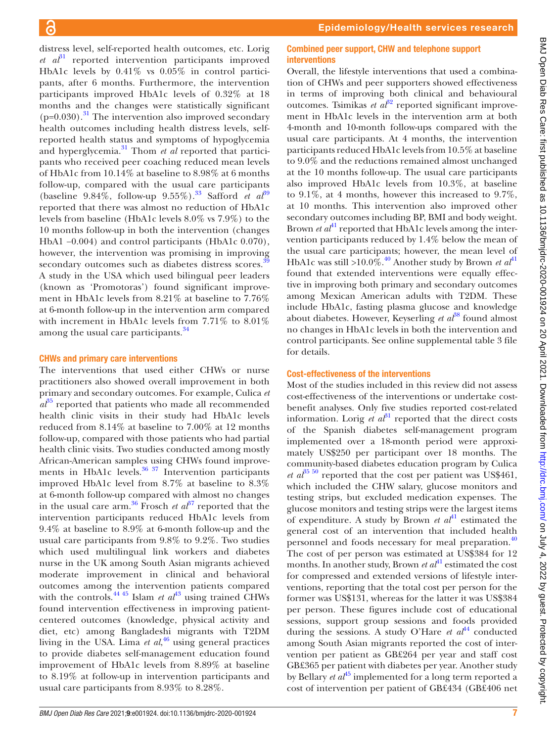distress level, self-reported health outcomes, etc. Lorig *et al*[31] reported intervention participants improved HbA1c levels by 0.41% vs 0.05% in control participants, after 6 months. Furthermore, the intervention participants improved HbA1c levels of 0.32% at 18 months and the changes were statistically significant (p=0.030).[31] The intervention also improved secondary health outcomes including health distress levels, self-reported health status and symptoms of hypoglycemia and hyperglycemia.[31] Thom *et al* reported that participants who received peer coaching reduced mean levels of HbA1c from 10.14% at baseline to 8.98% at 6 months follow-up, compared with the usual care participants (baseline 9.84%, follow-up 9.55%).[33] Safford *et al*[39] reported that there was almost no reduction of HbA1c levels from baseline (HbA1c levels 8.0% vs 7.9%) to the 10 months follow-up in both the intervention (changes HbA1 −0.004) and control participants (HbA1c 0.070), however, the intervention was promising in improving secondary outcomes such as diabetes distress scores.[39] A study in the USA which used bilingual peer leaders (known as 'Promotoras') found significant improvement in HbA1c levels from 8.21% at baseline to 7.76% at 6-month follow-up in the intervention arm compared with increment in HbA1c levels from 7.71% to 8.01% among the usual care participants.[34]

### CHWs and primary care interventions

The interventions that used either CHWs or nurse practitioners also showed overall improvement in both primary and secondary outcomes. For example, Culica *et al*[35] reported that patients who made all recommended health clinic visits in their study had HbA1c levels reduced from 8.14% at baseline to 7.00% at 12 months follow-up, compared with those patients who had partial health clinic visits. Two studies conducted among mostly African-American samples using CHWs found improvements in HbA1c levels.[36 37] Intervention participants improved HbA1c level from 8.7% at baseline to 8.3% at 6-month follow-up compared with almost no changes in the usual care arm.[36] Frosch *et al*[37] reported that the intervention participants reduced HbA1c levels from 9.4% at baseline to 8.9% at 6-month follow-up and the usual care participants from 9.8% to 9.2%. Two studies which used multilingual link workers and diabetes nurse in the UK among South Asian migrants achieved moderate improvement in clinical and behavioral outcomes among the intervention patients compared with the controls.[44 45] Islam *et al*[43] using trained CHWs found intervention effectiveness in improving patient-centered outcomes (knowledge, physical activity and diet, etc) among Bangladeshi migrants with T2DM living in the USA. Lima *et al*,[46] using general practices to provide diabetes self-management education found improvement of HbA1c levels from 8.89% at baseline to 8.19% at follow-up in intervention participants and usual care participants from 8.93% to 8.28%.

### Combined peer support, CHW and telephone support interventions

Overall, the lifestyle interventions that used a combination of CHWs and peer supporters showed effectiveness in terms of improving both clinical and behavioural outcomes. Tsimikas *et al*[32] reported significant improvement in HbA1c levels in the intervention arm at both 4-month and 10-month follow-ups compared with the usual care participants. At 4 months, the intervention participants reduced HbA1c levels from 10.5% at baseline to 9.0% and the reductions remained almost unchanged at the 10 months follow-up. The usual care participants also improved HbA1c levels from 10.3%, at baseline to 9.1%, at 4 months, however this increased to 9.7%, at 10 months. This intervention also improved other secondary outcomes including BP, BMI and body weight. Brown *et al*[41] reported that HbA1c levels among the intervention participants reduced by 1.4% below the mean of the usual care participants; however, the mean level of HbA1c was still >10.0%.[40] Another study by Brown *et al*[41] found that extended interventions were equally effective in improving both primary and secondary outcomes among Mexican American adults with T2DM. These include HbA1c, fasting plasma glucose and knowledge about diabetes. However, Keyserling *et al*[38] found almost no changes in HbA1c levels in both the intervention and control participants. See online supplemental table 3 file for details.

### Cost-effectiveness of the interventions

Most of the studies included in this review did not assess cost-effectiveness of the interventions or undertake cost-benefit analyses. Only five studies reported cost-related information. Lorig *et al*[31] reported that the direct costs of the Spanish diabetes self-management program implemented over a 18-month period were approximately US$250 per participant over 18 months. The community-based diabetes education program by Culica *et al*[35 50] reported that the cost per patient was US$461, which included the CHW salary, glucose monitors and testing strips, but excluded medication expenses. The glucose monitors and testing strips were the largest items of expenditure. A study by Brown *et al*[41] estimated the general cost of an intervention that included health personnel and foods necessary for meal preparation.[40] The cost of per person was estimated at US$384 for 12 months. In another study, Brown *et al*[41] estimated the cost for compressed and extended versions of lifestyle interventions, reporting that the total cost per person for the former was US$131, whereas for the latter it was US$384 per person. These figures include cost of educational sessions, support group sessions and foods provided during the sessions. A study O'Hare *et al*[44] conducted among South Asian migrants reported the cost of intervention per patient as GB£264 per year and staff cost GB£365 per patient with diabetes per year. Another study by Bellary *et al*[45] implemented for a long term reported a cost of intervention per patient of GB£434 (GB£406 net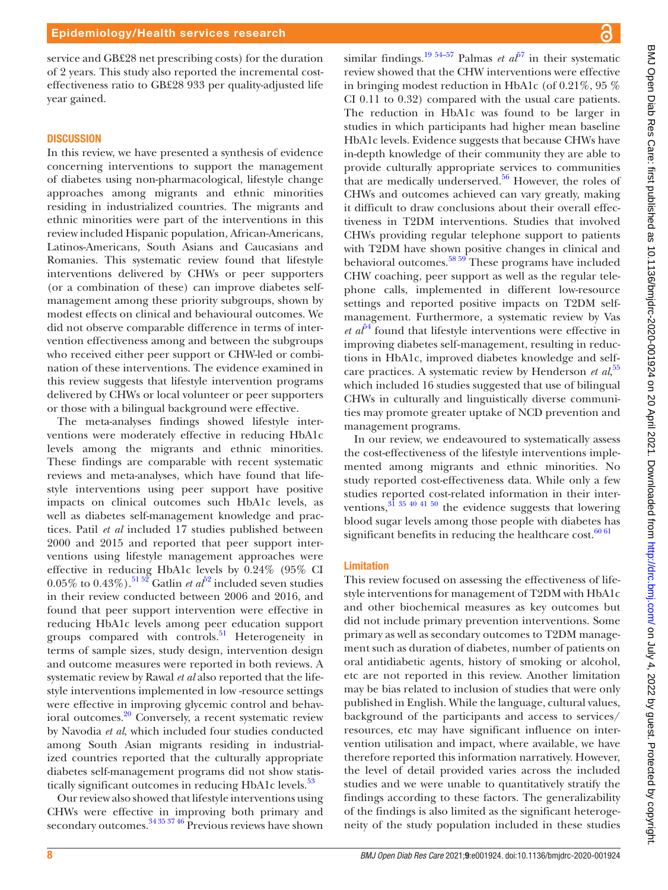service and GB£28 net prescribing costs) for the duration of 2 years. This study also reported the incremental cost-effectiveness ratio to GB£28 933 per quality-adjusted life year gained.

## DISCUSSION

In this review, we have presented a synthesis of evidence concerning interventions to support the management of diabetes using non-pharmacological, lifestyle change approaches among migrants and ethnic minorities residing in industrialized countries. The migrants and ethnic minorities were part of the interventions in this review included Hispanic population, African-Americans, Latinos-Americans, South Asians and Caucasians and Romanies. This systematic review found that lifestyle interventions delivered by CHWs or peer supporters (or a combination of these) can improve diabetes self-management among these priority subgroups, shown by modest effects on clinical and behavioural outcomes. We did not observe comparable difference in terms of intervention effectiveness among and between the subgroups who received either peer support or CHW-led or combination of these interventions. The evidence examined in this review suggests that lifestyle intervention programs delivered by CHWs or local volunteer or peer supporters or those with a bilingual background were effective.

The meta-analyses findings showed lifestyle interventions were moderately effective in reducing HbA1c levels among the migrants and ethnic minorities. These findings are comparable with recent systematic reviews and meta-analyses, which have found that lifestyle interventions using peer support have positive impacts on clinical outcomes such HbA1c levels, as well as diabetes self-management knowledge and practices. Patil *et al* included 17 studies published between 2000 and 2015 and reported that peer support interventions using lifestyle management approaches were effective in reducing HbA1c levels by 0.24% (95% CI 0.05% to 0.43%).[51 52] Gatlin *et al*[52] included seven studies in their review conducted between 2006 and 2016, and found that peer support intervention were effective in reducing HbA1c levels among peer education support groups compared with controls.[51] Heterogeneity in terms of sample sizes, study design, intervention design and outcome measures were reported in both reviews. A systematic review by Rawal *et al* also reported that the lifestyle interventions implemented in low -resource settings were effective in improving glycemic control and behavioral outcomes.[20] Conversely, a recent systematic review by Navodia *et al*, which included four studies conducted among South Asian migrants residing in industrialized countries reported that the culturally appropriate diabetes self-management programs did not show statistically significant outcomes in reducing HbA1c levels.[53]

Our review also showed that lifestyle interventions using CHWs were effective in improving both primary and secondary outcomes.[34 35 37 46] Previous reviews have shown similar findings.[19 54–57] Palmas *et al*[57] in their systematic review showed that the CHW interventions were effective in bringing modest reduction in HbA1c (of 0.21%, 95 % CI 0.11 to 0.32) compared with the usual care patients. The reduction in HbA1c was found to be larger in studies in which participants had higher mean baseline HbA1c levels. Evidence suggests that because CHWs have in-depth knowledge of their community they are able to provide culturally appropriate services to communities that are medically underserved.[56] However, the roles of CHWs and outcomes achieved can vary greatly, making it difficult to draw conclusions about their overall effectiveness in T2DM interventions. Studies that involved CHWs providing regular telephone support to patients with T2DM have shown positive changes in clinical and behavioral outcomes.[58 59] These programs have included CHW coaching, peer support as well as the regular telephone calls, implemented in different low-resource settings and reported positive impacts on T2DM self-management. Furthermore, a systematic review by Vas *et al*[54] found that lifestyle interventions were effective in improving diabetes self-management, resulting in reductions in HbA1c, improved diabetes knowledge and self-care practices. A systematic review by Henderson *et al*,[55] which included 16 studies suggested that use of bilingual CHWs in culturally and linguistically diverse communities may promote greater uptake of NCD prevention and management programs.

In our review, we endeavoured to systematically assess the cost-effectiveness of the lifestyle interventions implemented among migrants and ethnic minorities. No study reported cost-effectiveness data. While only a few studies reported cost-related information in their interventions,[31 35 40 41 50] the evidence suggests that lowering blood sugar levels among those people with diabetes has significant benefits in reducing the healthcare cost.[60 61]

### Limitation

This review focused on assessing the effectiveness of lifestyle interventions for management of T2DM with HbA1c and other biochemical measures as key outcomes but did not include primary prevention interventions. Some primary as well as secondary outcomes to T2DM management such as duration of diabetes, number of patients on oral antidiabetic agents, history of smoking or alcohol, etc are not reported in this review. Another limitation may be bias related to inclusion of studies that were only published in English. While the language, cultural values, background of the participants and access to services/resources, etc may have significant influence on intervention utilisation and impact, where available, we have therefore reported this information narratively. However, the level of detail provided varies across the included studies and we were unable to quantitatively stratify the findings according to these factors. The generalizability of the findings is also limited as the significant heterogeneity of the study population included in these studies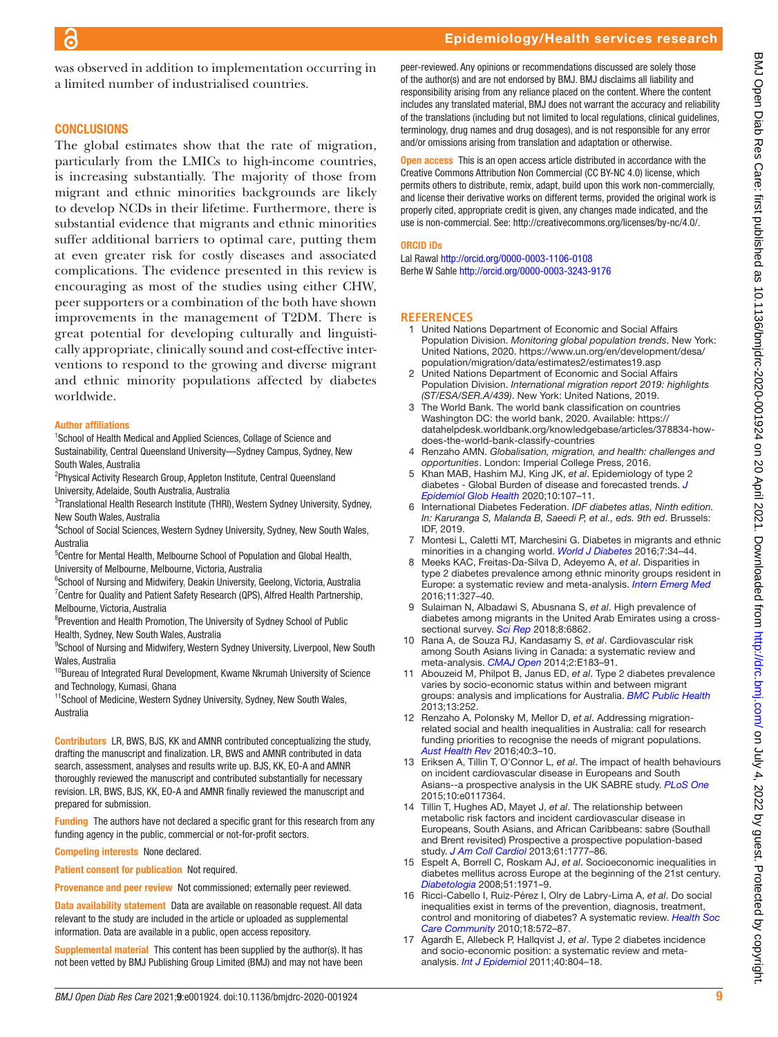was observed in addition to implementation occurring in a limited number of industrialised countries.

## CONCLUSIONS

The global estimates show that the rate of migration, particularly from the LMICs to high-income countries, is increasing substantially. The majority of those from migrant and ethnic minorities backgrounds are likely to develop NCDs in their lifetime. Furthermore, there is substantial evidence that migrants and ethnic minorities suffer additional barriers to optimal care, putting them at even greater risk for costly diseases and associated complications. The evidence presented in this review is encouraging as most of the studies using either CHW, peer supporters or a combination of the both have shown improvements in the management of T2DM. There is great potential for developing culturally and linguistically appropriate, clinically sound and cost-effective interventions to respond to the growing and diverse migrant and ethnic minority populations affected by diabetes worldwide.

**Author affiliations**

[1]School of Health Medical and Applied Sciences, Collage of Science and Sustainability, Central Queensland University—Sydney Campus, Sydney, New South Wales, Australia
[2]Physical Activity Research Group, Appleton Institute, Central Queensland University, Adelaide, South Australia, Australia
[3]Translational Health Research Institute (THRI), Western Sydney University, Sydney, New South Wales, Australia
[4]School of Social Sciences, Western Sydney University, Sydney, New South Wales, Australia
[5]Centre for Mental Health, Melbourne School of Population and Global Health, University of Melbourne, Melbourne, Victoria, Australia
[6]School of Nursing and Midwifery, Deakin University, Geelong, Victoria, Australia
[7]Centre for Quality and Patient Safety Research (QPS), Alfred Health Partnership, Melbourne, Victoria, Australia
[8]Prevention and Health Promotion, The University of Sydney School of Public Health, Sydney, New South Wales, Australia
[9]School of Nursing and Midwifery, Western Sydney University, Liverpool, New South Wales, Australia
[10]Bureau of Integrated Rural Development, Kwame Nkrumah University of Science and Technology, Kumasi, Ghana
[11]School of Medicine, Western Sydney University, Sydney, New South Wales, Australia

**Contributors** LR, BWS, BJS, KK and AMNR contributed conceptualizing the study, drafting the manuscript and finalization. LR, BWS and AMNR contributed in data search, assessment, analyses and results write up. BJS, KK, EO-A and AMNR thoroughly reviewed the manuscript and contributed substantially for necessary revision. LR, BWS, BJS, KK, EO-A and AMNR finally reviewed the manuscript and prepared for submission.

**Funding** The authors have not declared a specific grant for this research from any funding agency in the public, commercial or not-for-profit sectors.

**Competing interests** None declared.

**Patient consent for publication** Not required.

**Provenance and peer review** Not commissioned; externally peer reviewed.

**Data availability statement** Data are available on reasonable request. All data relevant to the study are included in the article or uploaded as supplemental information. Data are available in a public, open access repository.

**Supplemental material** This content has been supplied by the author(s). It has not been vetted by BMJ Publishing Group Limited (BMJ) and may not have been peer-reviewed. Any opinions or recommendations discussed are solely those of the author(s) and are not endorsed by BMJ. BMJ disclaims all liability and responsibility arising from any reliance placed on the content. Where the content includes any translated material, BMJ does not warrant the accuracy and reliability of the translations (including but not limited to local regulations, clinical guidelines, terminology, drug names and drug dosages), and is not responsible for any error and/or omissions arising from translation and adaptation or otherwise.

**Open access** This is an open access article distributed in accordance with the Creative Commons Attribution Non Commercial (CC BY-NC 4.0) license, which permits others to distribute, remix, adapt, build upon this work non-commercially, and license their derivative works on different terms, provided the original work is properly cited, appropriate credit is given, any changes made indicated, and the use is non-commercial. See: http://creativecommons.org/licenses/by-nc/4.0/.

**ORCID iDs**

Lal Rawal http://orcid.org/0000-0003-1106-0108
Berhe W Sahle http://orcid.org/0000-0003-3243-9176

## REFERENCES

1. United Nations Department of Economic and Social Affairs Population Division. *Monitoring global population trends*. New York: United Nations, 2020. https://www.un.org/en/development/desa/population/migration/data/estimates2/estimates19.asp
2. United Nations Department of Economic and Social Affairs Population Division. *International migration report 2019: highlights (ST/ESA/SER.A/439)*. New York: United Nations, 2019.
3. The World Bank. The world bank classification on countries Washington DC: the world bank, 2020. Available: https://datahelpdesk.worldbank.org/knowledgebase/articles/378834-how-does-the-world-bank-classify-countries
4. Renzaho AMN. *Globalisation, migration, and health: challenges and opportunities*. London: Imperial College Press, 2016.
5. Khan MAB, Hashim MJ, King JK, *et al*. Epidemiology of type 2 diabetes - Global Burden of disease and forecasted trends. *J Epidemiol Glob Health* 2020;10:107–11.
6. International Diabetes Federation. *IDF diabetes atlas, Ninth edition. In: Karuranga S, Malanda B, Saeedi P, et al., eds. 9th ed*. Brussels: IDF, 2019.
7. Montesi L, Caletti MT, Marchesini G. Diabetes in migrants and ethnic minorities in a changing world. *World J Diabetes* 2016;7:34–44.
8. Meeks KAC, Freitas-Da-Silva D, Adeyemo A, *et al*. Disparities in type 2 diabetes prevalence among ethnic minority groups resident in Europe: a systematic review and meta-analysis. *Intern Emerg Med* 2016;11:327–40.
9. Sulaiman N, Albadawi S, Abusnana S, *et al*. High prevalence of diabetes among migrants in the United Arab Emirates using a cross-sectional survey. *Sci Rep* 2018;8:6862.
10. Rana A, de Souza RJ, Kandasamy S, *et al*. Cardiovascular risk among South Asians living in Canada: a systematic review and meta-analysis. *CMAJ Open* 2014;2:E183–91.
11. Abouzeid M, Philpot B, Janus ED, *et al*. Type 2 diabetes prevalence varies by socio-economic status within and between migrant groups: analysis and implications for Australia. *BMC Public Health* 2013;13:252.
12. Renzaho A, Polonsky M, Mellor D, *et al*. Addressing migration-related social and health inequalities in Australia: call for research funding priorities to recognise the needs of migrant populations. *Aust Health Rev* 2016;40:3–10.
13. Eriksen A, Tillin T, O'Connor L, *et al*. The impact of health behaviours on incident cardiovascular disease in Europeans and South Asians--a prospective analysis in the UK SABRE study. *PLoS One* 2015;10:e0117364.
14. Tillin T, Hughes AD, Mayet J, *et al*. The relationship between metabolic risk factors and incident cardiovascular disease in Europeans, South Asians, and African Caribbeans: sabre (Southall and Brent revisited) Prospective a prospective population-based study. *J Am Coll Cardiol* 2013;61:1777–86.
15. Espelt A, Borrell C, Roskam AJ, *et al*. Socioeconomic inequalities in diabetes mellitus across Europe at the beginning of the 21st century. *Diabetologia* 2008;51:1971–9.
16. Ricci-Cabello I, Ruiz-Pérez I, Olry de Labry-Lima A, *et al*. Do social inequalities exist in terms of the prevention, diagnosis, treatment, control and monitoring of diabetes? A systematic review. *Health Soc Care Community* 2010;18:572–87.
17. Agardh E, Allebeck P, Hallqvist J, *et al*. Type 2 diabetes incidence and socio-economic position: a systematic review and meta-analysis. *Int J Epidemiol* 2011;40:804–18.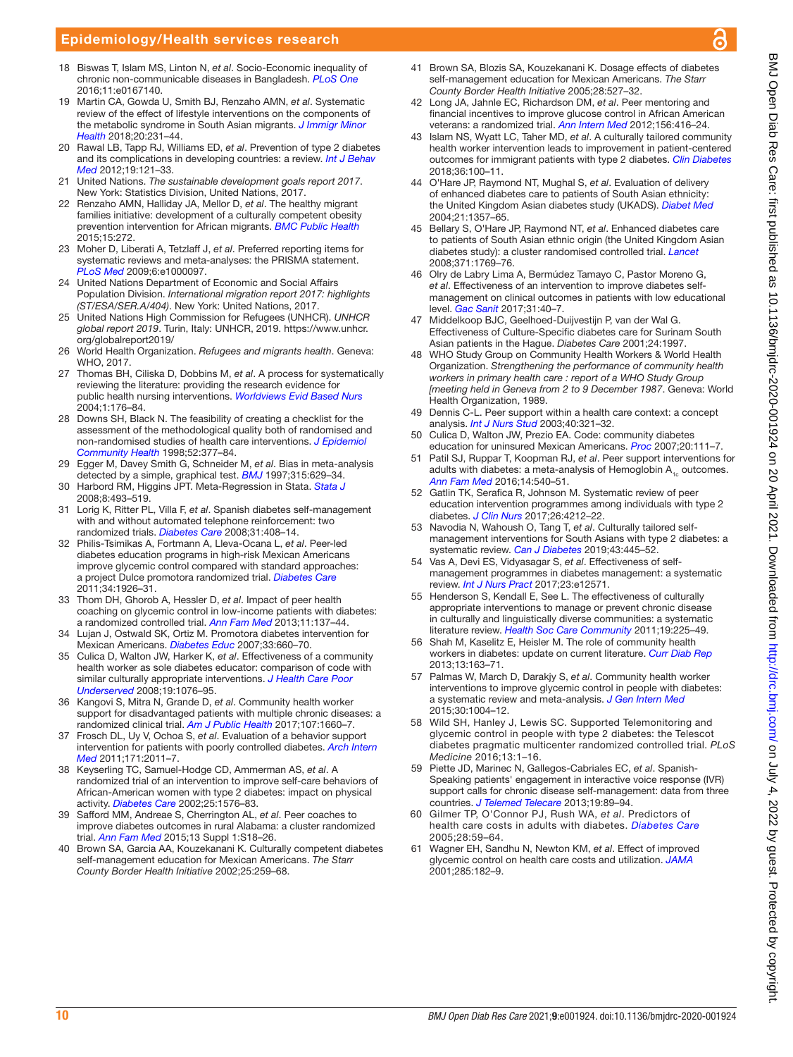18 Biswas T, Islam MS, Linton N, *et al*. Socio-Economic inequality of chronic non-communicable diseases in Bangladesh. *PLoS One* 2016;11:e0167140.
19 Martin CA, Gowda U, Smith BJ, Renzaho AMN, *et al*. Systematic review of the effect of lifestyle interventions on the components of the metabolic syndrome in South Asian migrants. *J Immigr Minor Health* 2018;20:231–44.
20 Rawal LB, Tapp RJ, Williams ED, *et al*. Prevention of type 2 diabetes and its complications in developing countries: a review. *Int J Behav Med* 2012;19:121–33.
21 United Nations. *The sustainable development goals report 2017*. New York: Statistics Division, United Nations, 2017.
22 Renzaho AMN, Halliday JA, Mellor D, *et al*. The healthy migrant families initiative: development of a culturally competent obesity prevention intervention for African migrants. *BMC Public Health* 2015;15:272.
23 Moher D, Liberati A, Tetzlaff J, *et al*. Preferred reporting items for systematic reviews and meta-analyses: the PRISMA statement. *PLoS Med* 2009;6:e1000097.
24 United Nations Department of Economic and Social Affairs Population Division. *International migration report 2017: highlights (ST/ESA/SER.A/404)*. New York: United Nations, 2017.
25 United Nations High Commission for Refugees (UNHCR). *UNHCR global report 2019*. Turin, Italy: UNHCR, 2019. https://www.unhcr.org/globalreport2019/
26 World Health Organization. *Refugees and migrants health*. Geneva: WHO, 2017.
27 Thomas BH, Ciliska D, Dobbins M, *et al*. A process for systematically reviewing the literature: providing the research evidence for public health nursing interventions. *Worldviews Evid Based Nurs* 2004;1:176–84.
28 Downs SH, Black N. The feasibility of creating a checklist for the assessment of the methodological quality both of randomised and non-randomised studies of health care interventions. *J Epidemiol Community Health* 1998;52:377–84.
29 Egger M, Davey Smith G, Schneider M, *et al*. Bias in meta-analysis detected by a simple, graphical test. *BMJ* 1997;315:629–34.
30 Harbord RM, Higgins JPT. Meta-Regression in Stata. *Stata J* 2008;8:493–519.
31 Lorig K, Ritter PL, Villa F, *et al*. Spanish diabetes self-management with and without automated telephone reinforcement: two randomized trials. *Diabetes Care* 2008;31:408–14.
32 Philis-Tsimikas A, Fortmann A, Lleva-Ocana L, *et al*. Peer-led diabetes education programs in high-risk Mexican Americans improve glycemic control compared with standard approaches: a project Dulce promotora randomized trial. *Diabetes Care* 2011;34:1926–31.
33 Thom DH, Ghorob A, Hessler D, *et al*. Impact of peer health coaching on glycemic control in low-income patients with diabetes: a randomized controlled trial. *Ann Fam Med* 2013;11:137–44.
34 Lujan J, Ostwald SK, Ortiz M. Promotora diabetes intervention for Mexican Americans. *Diabetes Educ* 2007;33:660–70.
35 Culica D, Walton JW, Harker K, *et al*. Effectiveness of a community health worker as sole diabetes educator: comparison of code with similar culturally appropriate interventions. *J Health Care Poor Underserved* 2008;19:1076–95.
36 Kangovi S, Mitra N, Grande D, *et al*. Community health worker support for disadvantaged patients with multiple chronic diseases: a randomized clinical trial. *Am J Public Health* 2017;107:1660–7.
37 Frosch DL, Uy V, Ochoa S, *et al*. Evaluation of a behavior support intervention for patients with poorly controlled diabetes. *Arch Intern Med* 2011;171:2011–7.
38 Keyserling TC, Samuel-Hodge CD, Ammerman AS, *et al*. A randomized trial of an intervention to improve self-care behaviors of African-American women with type 2 diabetes: impact on physical activity. *Diabetes Care* 2002;25:1576–83.
39 Safford MM, Andreae S, Cherrington AL, *et al*. Peer coaches to improve diabetes outcomes in rural Alabama: a cluster randomized trial. *Ann Fam Med* 2015;13 Suppl 1:S18–26.
40 Brown SA, Garcia AA, Kouzekanani K. Culturally competent diabetes self-management education for Mexican Americans. *The Starr County Border Health Initiative* 2002;25:259–68.
41 Brown SA, Blozis SA, Kouzekanani K. Dosage effects of diabetes self-management education for Mexican Americans. *The Starr County Border Health Initiative* 2005;28:527–32.
42 Long JA, Jahnle EC, Richardson DM, *et al*. Peer mentoring and financial incentives to improve glucose control in African American veterans: a randomized trial. *Ann Intern Med* 2012;156:416–24.
43 Islam NS, Wyatt LC, Taher MD, *et al*. A culturally tailored community health worker intervention leads to improvement in patient-centered outcomes for immigrant patients with type 2 diabetes. *Clin Diabetes* 2018;36:100–11.
44 O'Hare JP, Raymond NT, Mughal S, *et al*. Evaluation of delivery of enhanced diabetes care to patients of South Asian ethnicity: the United Kingdom Asian diabetes study (UKADS). *Diabet Med* 2004;21:1357–65.
45 Bellary S, O'Hare JP, Raymond NT, *et al*. Enhanced diabetes care to patients of South Asian ethnic origin (the United Kingdom Asian diabetes study): a cluster randomised controlled trial. *Lancet* 2008;371:1769–76.
46 Olry de Labry Lima A, Bermúdez Tamayo C, Pastor Moreno G, *et al*. Effectiveness of an intervention to improve diabetes self-management on clinical outcomes in patients with low educational level. *Gac Sanit* 2017;31:40–7.
47 Middelkoop BJC, Geelhoed-Duijvestijn P, van der Wal G. Effectiveness of Culture-Specific diabetes care for Surinam South Asian patients in the Hague. *Diabetes Care* 2001;24:1997.
48 WHO Study Group on Community Health Workers & World Health Organization. *Strengthening the performance of community health workers in primary health care : report of a WHO Study Group [meeting held in Geneva from 2 to 9 December 1987*. Geneva: World Health Organization, 1989.
49 Dennis C-L. Peer support within a health care context: a concept analysis. *Int J Nurs Stud* 2003;40:321–32.
50 Culica D, Walton JW, Prezio EA. Code: community diabetes education for uninsured Mexican Americans. *Proc* 2007;20:111–7.
51 Patil SJ, Ruppar T, Koopman RJ, *et al*. Peer support interventions for adults with diabetes: a meta-analysis of Hemoglobin $A_{1c}$ outcomes. *Ann Fam Med* 2016;14:540–51.
52 Gatlin TK, Serafica R, Johnson M. Systematic review of peer education intervention programmes among individuals with type 2 diabetes. *J Clin Nurs* 2017;26:4212–22.
53 Navodia N, Wahoush O, Tang T, *et al*. Culturally tailored self-management interventions for South Asians with type 2 diabetes: a systematic review. *Can J Diabetes* 2019;43:445–52.
54 Vas A, Devi ES, Vidyasagar S, *et al*. Effectiveness of self-management programmes in diabetes management: a systematic review. *Int J Nurs Pract* 2017;23:e12571.
55 Henderson S, Kendall E, See L. The effectiveness of culturally appropriate interventions to manage or prevent chronic disease in culturally and linguistically diverse communities: a systematic literature review. *Health Soc Care Community* 2011;19:225–49.
56 Shah M, Kaselitz E, Heisler M. The role of community health workers in diabetes: update on current literature. *Curr Diab Rep* 2013;13:163–71.
57 Palmas W, March D, Darakjy S, *et al*. Community health worker interventions to improve glycemic control in people with diabetes: a systematic review and meta-analysis. *J Gen Intern Med* 2015;30:1004–12.
58 Wild SH, Hanley J, Lewis SC. Supported Telemonitoring and glycemic control in people with type 2 diabetes: the Telescot diabetes pragmatic multicenter randomized controlled trial. *PLoS Medicine* 2016;13:1–16.
59 Piette JD, Marinec N, Gallegos-Cabriales EC, *et al*. Spanish-Speaking patients' engagement in interactive voice response (IVR) support calls for chronic disease self-management: data from three countries. *J Telemed Telecare* 2013;19:89–94.
60 Gilmer TP, O'Connor PJ, Rush WA, *et al*. Predictors of health care costs in adults with diabetes. *Diabetes Care* 2005;28:59–64.
61 Wagner EH, Sandhu N, Newton KM, *et al*. Effect of improved glycemic control on health care costs and utilization. *JAMA* 2001;285:182–9.